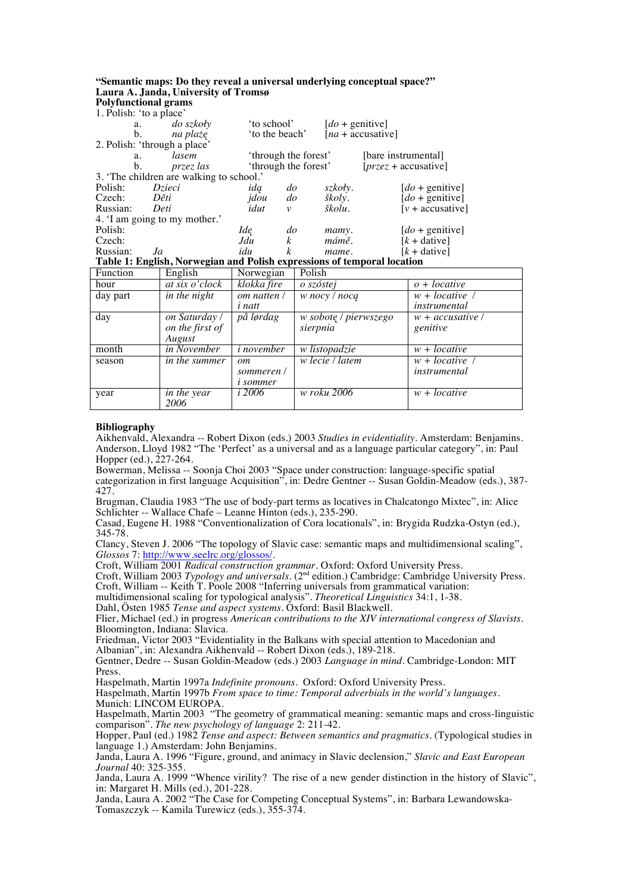**"Semantic maps: Do they reveal a universal underlying conceptual space?"**
**Laura A. Janda, University of Tromsø**

**Polyfunctional grams**

1. Polish: 'to a place'

| | | | |
|---|---|---|---|
| a. | *do szkoły* | 'to school' | [*do* + genitive] |
| b. | *na plażę* | 'to the beach' | [*na* + accusative] |

2. Polish: 'through a place'

| | | | |
|---|---|---|---|
| a. | *lasem* | 'through the forest' | [bare instrumental] |
| b. | *przez las* | 'through the forest' | [*przez* + accusative] |

3. 'The children are walking to school.'

| | | | | | |
|---|---|---|---|---|---|
| Polish: | *Dzieci* | *idą* | *do* | *szkoły*. | [*do* + genitive] |
| Czech: | *Děti* | *jdou* | *do* | *školy*. | [*do* + genitive] |
| Russian: | *Deti* | *idut* | *v* | *školu*. | [*v* + accusative] |

4. 'I am going to my mother.'

| | | | | | |
|---|---|---|---|---|---|
| Polish: | | *Idę* | *do* | *mamy*. | [*do* + genitive] |
| Czech: | | *Jdu* | *k* | *mámě*. | [*k* + dative] |
| Russian: | *Ja* | *idu* | *k* | *mame*. | [*k* + dative] |

**Table 1: English, Norwegian and Polish expressions of temporal location**

| Function | English | Norwegian | Polish | |
|---|---|---|---|---|
| hour | *at six o'clock* | *klokka fire* | *o szóstej* | *o + locative* |
| day part | *in the night* | *om natten / i natt* | *w nocy / nocą* | *w + locative / instrumental* |
| day | *on Saturday / on the first of August* | *på lørdag* | *w sobotę / pierwszego sierpnia* | *w + accusative / genitive* |
| month | *in November* | *i november* | *w listopadzie* | *w + locative* |
| season | *in the summer* | *om sommeren / i sommer* | *w lecie / latem* | *w + locative / instrumental* |
| year | *in the year 2006* | *i 2006* | *w roku 2006* | *w + locative* |

**Bibliography**

Aikhenvald, Alexandra -- Robert Dixon (eds.) 2003 *Studies in evidentiality*. Amsterdam: Benjamins.

Anderson, Lloyd 1982 "The 'Perfect' as a universal and as a language particular category", in: Paul Hopper (ed.), 227-264.

Bowerman, Melissa -- Soonja Choi 2003 "Space under construction: language-specific spatial categorization in first language Acquisition", in: Dedre Gentner -- Susan Goldin-Meadow (eds.), 387-427.

Brugman, Claudia 1983 "The use of body-part terms as locatives in Chalcatongo Mixtec", in: Alice Schlichter -- Wallace Chafe – Leanne Hinton (eds.), 235-290.

Casad, Eugene H. 1988 "Conventionalization of Cora locationals", in: Brygida Rudzka-Ostyn (ed.), 345-78.

Clancy, Steven J. 2006 "The topology of Slavic case: semantic maps and multidimensional scaling", *Glossos* 7: http://www.seelrc.org/glossos/.

Croft, William 2001 *Radical construction grammar*. Oxford: Oxford University Press.

Croft, William 2003 *Typology and universals*. (2nd edition.) Cambridge: Cambridge University Press.

Croft, William -- Keith T. Poole 2008 "Inferring universals from grammatical variation: multidimensional scaling for typological analysis". *Theoretical Linguistics* 34:1, 1-38.

Dahl, Östen 1985 *Tense and aspect systems*. Oxford: Basil Blackwell.

Flier, Michael (ed.) in progress *American contributions to the XIV international congress of Slavists*. Bloomington, Indiana: Slavica.

Friedman, Victor 2003 "Evidentiality in the Balkans with special attention to Macedonian and Albanian", in: Alexandra Aikhenvald -- Robert Dixon (eds.), 189-218.

Gentner, Dedre -- Susan Goldin-Meadow (eds.) 2003 *Language in mind*. Cambridge-London: MIT Press.

Haspelmath, Martin 1997a *Indefinite pronouns*. Oxford: Oxford University Press.

Haspelmath, Martin 1997b *From space to time: Temporal adverbials in the world's languages*. Munich: LINCOM EUROPA.

Haspelmath, Martin 2003 "The geometry of grammatical meaning: semantic maps and cross-linguistic comparison". *The new psychology of language* 2: 211-42.

Hopper, Paul (ed.) 1982 *Tense and aspect: Between semantics and pragmatics*. (Typological studies in language 1.) Amsterdam: John Benjamins.

Janda, Laura A. 1996 "Figure, ground, and animacy in Slavic declension," *Slavic and East European Journal* 40: 325-355.

Janda, Laura A. 1999 "Whence virility? The rise of a new gender distinction in the history of Slavic", in: Margaret H. Mills (ed.), 201-228.

Janda, Laura A. 2002 "The Case for Competing Conceptual Systems", in: Barbara Lewandowska-Tomaszczyk -- Kamila Turewicz (eds.), 355-374.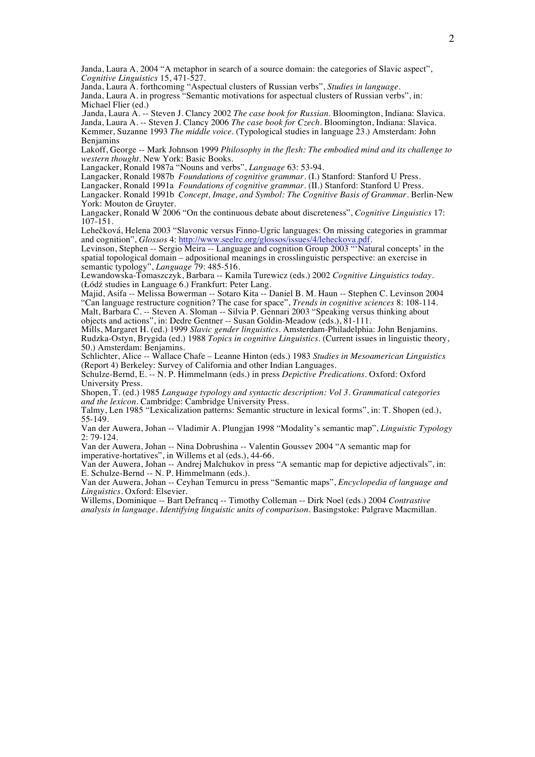Janda, Laura A. 2004 "A metaphor in search of a source domain: the categories of Slavic aspect", *Cognitive Linguistics* 15, 471-527.

Janda, Laura A. forthcoming "Aspectual clusters of Russian verbs", *Studies in language*.

Janda, Laura A. in progress "Semantic motivations for aspectual clusters of Russian verbs", in: Michael Flier (ed.)

.Janda, Laura A. -- Steven J. Clancy 2002 *The case book for Russian*. Bloomington, Indiana: Slavica.

Janda, Laura A. -- Steven J. Clancy 2006 *The case book for Czech*. Bloomington, Indiana: Slavica.

Kemmer, Suzanne 1993 *The middle voice*. (Typological studies in language 23.) Amsterdam: John Benjamins

Lakoff, George -- Mark Johnson 1999 *Philosophy in the flesh: The embodied mind and its challenge to western thought*. New York: Basic Books.

Langacker, Ronald 1987a "Nouns and verbs", *Language* 63: 53-94.

Langacker, Ronald 1987b *Foundations of cognitive grammar*. (I.) Stanford: Stanford U Press.

Langacker, Ronald 1991a *Foundations of cognitive grammar*. (II.) Stanford: Stanford U Press.

Langacker. Ronald 1991b *Concept, Image, and Symbol: The Cognitive Basis of Grammar*. Berlin-New York: Mouton de Gruyter.

Langacker, Ronald W 2006 "On the continuous debate about discreteness", *Cognitive Linguistics* 17: 107-151.

Lehečková, Helena 2003 "Slavonic versus Finno-Ugric languages: On missing categories in grammar and cognition", *Glossos* 4: http://www.seelrc.org/glossos/issues/4/leheckova.pdf.

Levinson, Stephen -- Sergio Meira -- Language and cognition Group 2003 "'Natural concepts' in the spatial topological domain – adpositional meanings in crosslinguistic perspective: an exercise in semantic typology", *Language* 79: 485-516.

Lewandowska-Tomaszczyk, Barbara -- Kamila Turewicz (eds.) 2002 *Cognitive Linguistics today*. (Łódź studies in Language 6.) Frankfurt: Peter Lang.

Majid, Asifa -- Melissa Bowerman -- Sotaro Kita -- Daniel B. M. Haun -- Stephen C. Levinson 2004 "Can language restructure cognition? The case for space", *Trends in cognitive sciences* 8: 108-114.

Malt, Barbara C. -- Steven A. Sloman -- Silvia P. Gennari 2003 "Speaking versus thinking about objects and actions", in: Dedre Gentner -- Susan Goldin-Meadow (eds.), 81-111.

Mills, Margaret H. (ed.) 1999 *Slavic gender linguistics*. Amsterdam-Philadelphia: John Benjamins.

Rudzka-Ostyn, Brygida (ed.) 1988 *Topics in cognitive Linguistics*. (Current issues in linguistic theory, 50.) Amsterdam: Benjamins.

Schlichter, Alice -- Wallace Chafe – Leanne Hinton (eds.) 1983 *Studies in Mesoamerican Linguistics* (Report 4) Berkeley: Survey of California and other Indian Languages.

Schulze-Bernd, E. -- N. P. Himmelmann (eds.) in press *Depictive Predications*. Oxford: Oxford University Press.

Shopen, T. (ed.) 1985 *Language typology and syntactic description: Vol 3. Grammatical categories and the lexicon*. Cambridge: Cambridge University Press.

Talmy, Len 1985 "Lexicalization patterns: Semantic structure in lexical forms", in: T. Shopen (ed.), 55-149.

Van der Auwera, Johan -- Vladimir A. Plungjan 1998 "Modality's semantic map", *Linguistic Typology* 2: 79-124.

Van der Auwera, Johan -- Nina Dobrushina -- Valentin Goussev 2004 "A semantic map for imperative-hortatives", in Willems et al (eds.), 44-66.

Van der Auwera, Johan -- Andrej Malchukov in press "A semantic map for depictive adjectivals", in: E. Schulze-Bernd -- N. P. Himmelmann (eds.).

Van der Auwera, Johan -- Ceyhan Temurcu in press "Semantic maps", *Encyclopedia of language and Linguistics*. Oxford: Elsevier.

Willems, Dominique -- Bart Defrancq -- Timothy Colleman -- Dirk Noel (eds.) 2004 *Contrastive analysis in language. Identifying linguistic units of comparison*. Basingstoke: Palgrave Macmillan.